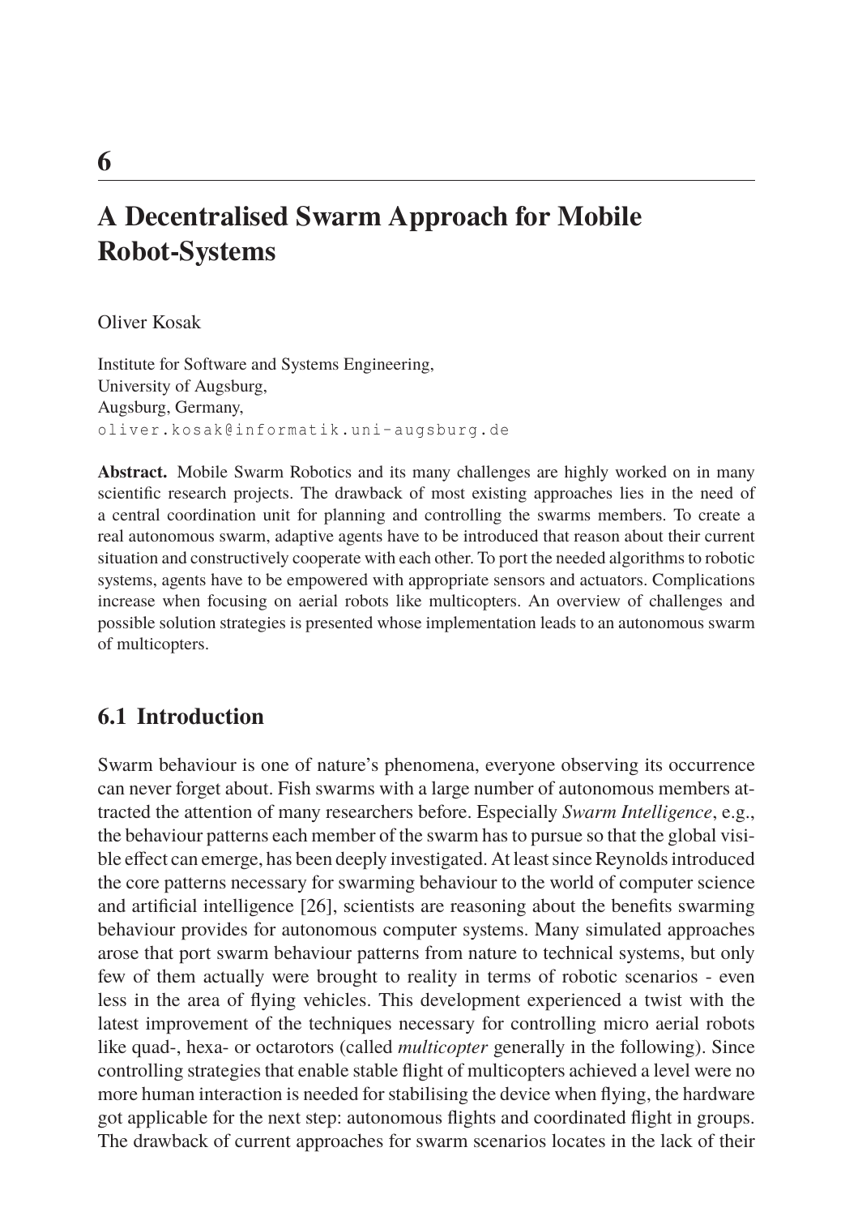# 6

# A Decentralised Swarm Approach for Mobile Robot-Systems

Oliver Kosak

Institute for Software and Systems Engineering,
University of Augsburg,
Augsburg, Germany,
oliver.kosak@informatik.uni-augsburg.de

**Abstract.** Mobile Swarm Robotics and its many challenges are highly worked on in many scientific research projects. The drawback of most existing approaches lies in the need of a central coordination unit for planning and controlling the swarms members. To create a real autonomous swarm, adaptive agents have to be introduced that reason about their current situation and constructively cooperate with each other. To port the needed algorithms to robotic systems, agents have to be empowered with appropriate sensors and actuators. Complications increase when focusing on aerial robots like multicopters. An overview of challenges and possible solution strategies is presented whose implementation leads to an autonomous swarm of multicopters.

## 6.1 Introduction

Swarm behaviour is one of nature's phenomena, everyone observing its occurrence can never forget about. Fish swarms with a large number of autonomous members attracted the attention of many researchers before. Especially *Swarm Intelligence*, e.g., the behaviour patterns each member of the swarm has to pursue so that the global visible effect can emerge, has been deeply investigated. At least since Reynolds introduced the core patterns necessary for swarming behaviour to the world of computer science and artificial intelligence [26], scientists are reasoning about the benefits swarming behaviour provides for autonomous computer systems. Many simulated approaches arose that port swarm behaviour patterns from nature to technical systems, but only few of them actually were brought to reality in terms of robotic scenarios - even less in the area of flying vehicles. This development experienced a twist with the latest improvement of the techniques necessary for controlling micro aerial robots like quad-, hexa- or octarotors (called *multicopter* generally in the following). Since controlling strategies that enable stable flight of multicopters achieved a level were no more human interaction is needed for stabilising the device when flying, the hardware got applicable for the next step: autonomous flights and coordinated flight in groups. The drawback of current approaches for swarm scenarios locates in the lack of their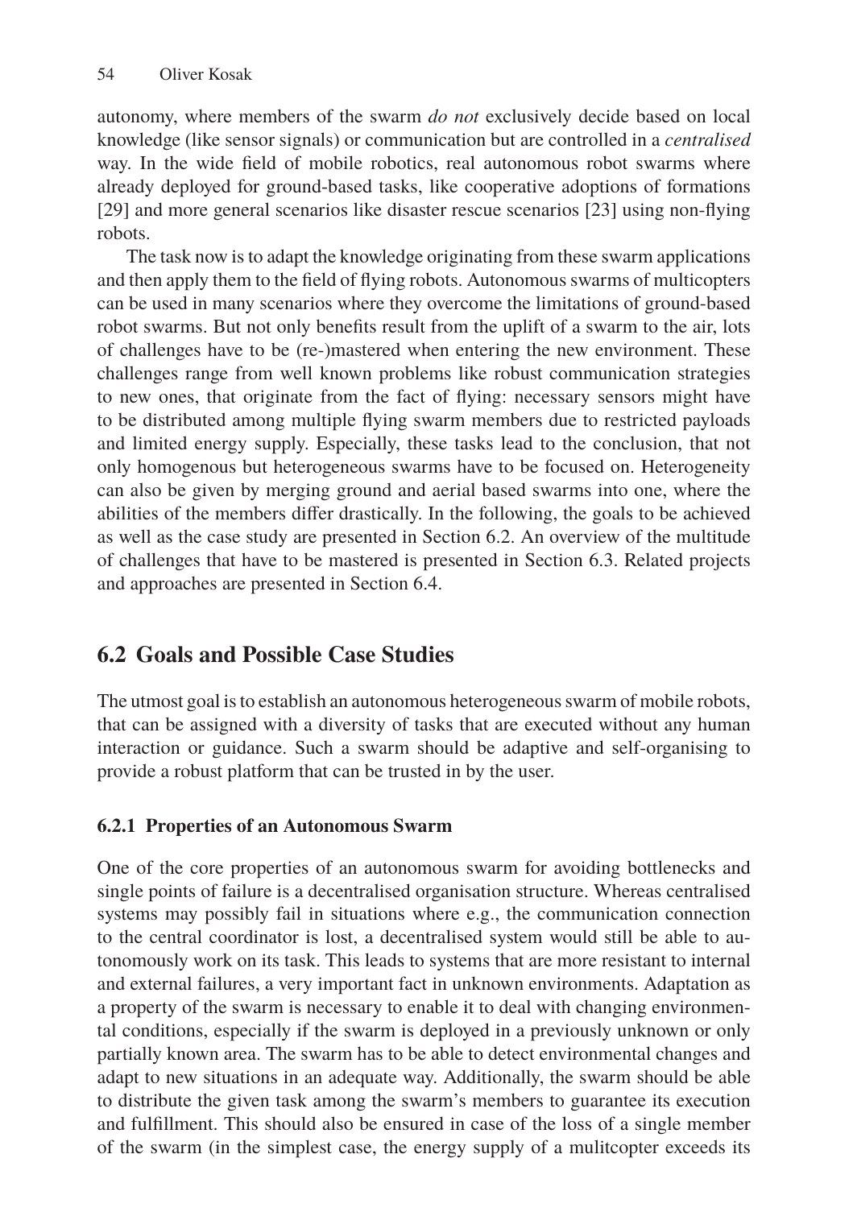autonomy, where members of the swarm *do not* exclusively decide based on local knowledge (like sensor signals) or communication but are controlled in a *centralised* way. In the wide field of mobile robotics, real autonomous robot swarms where already deployed for ground-based tasks, like cooperative adoptions of formations [29] and more general scenarios like disaster rescue scenarios [23] using non-flying robots.

The task now is to adapt the knowledge originating from these swarm applications and then apply them to the field of flying robots. Autonomous swarms of multicopters can be used in many scenarios where they overcome the limitations of ground-based robot swarms. But not only benefits result from the uplift of a swarm to the air, lots of challenges have to be (re-)mastered when entering the new environment. These challenges range from well known problems like robust communication strategies to new ones, that originate from the fact of flying: necessary sensors might have to be distributed among multiple flying swarm members due to restricted payloads and limited energy supply. Especially, these tasks lead to the conclusion, that not only homogenous but heterogeneous swarms have to be focused on. Heterogeneity can also be given by merging ground and aerial based swarms into one, where the abilities of the members differ drastically. In the following, the goals to be achieved as well as the case study are presented in Section 6.2. An overview of the multitude of challenges that have to be mastered is presented in Section 6.3. Related projects and approaches are presented in Section 6.4.

## 6.2 Goals and Possible Case Studies

The utmost goal is to establish an autonomous heterogeneous swarm of mobile robots, that can be assigned with a diversity of tasks that are executed without any human interaction or guidance. Such a swarm should be adaptive and self-organising to provide a robust platform that can be trusted in by the user.

### 6.2.1 Properties of an Autonomous Swarm

One of the core properties of an autonomous swarm for avoiding bottlenecks and single points of failure is a decentralised organisation structure. Whereas centralised systems may possibly fail in situations where e.g., the communication connection to the central coordinator is lost, a decentralised system would still be able to autonomously work on its task. This leads to systems that are more resistant to internal and external failures, a very important fact in unknown environments. Adaptation as a property of the swarm is necessary to enable it to deal with changing environmental conditions, especially if the swarm is deployed in a previously unknown or only partially known area. The swarm has to be able to detect environmental changes and adapt to new situations in an adequate way. Additionally, the swarm should be able to distribute the given task among the swarm's members to guarantee its execution and fulfillment. This should also be ensured in case of the loss of a single member of the swarm (in the simplest case, the energy supply of a mulitcopter exceeds its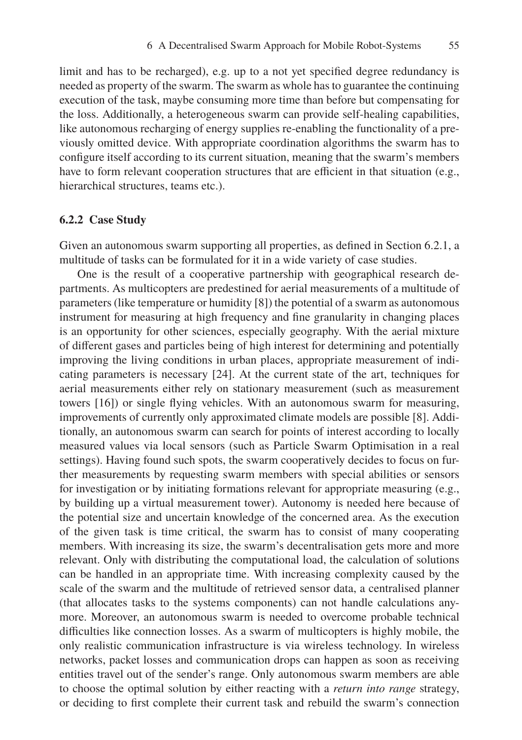limit and has to be recharged), e.g. up to a not yet specified degree redundancy is needed as property of the swarm. The swarm as whole has to guarantee the continuing execution of the task, maybe consuming more time than before but compensating for the loss. Additionally, a heterogeneous swarm can provide self-healing capabilities, like autonomous recharging of energy supplies re-enabling the functionality of a previously omitted device. With appropriate coordination algorithms the swarm has to configure itself according to its current situation, meaning that the swarm's members have to form relevant cooperation structures that are efficient in that situation (e.g., hierarchical structures, teams etc.).

### 6.2.2 Case Study

Given an autonomous swarm supporting all properties, as defined in Section 6.2.1, a multitude of tasks can be formulated for it in a wide variety of case studies.

One is the result of a cooperative partnership with geographical research departments. As multicopters are predestined for aerial measurements of a multitude of parameters (like temperature or humidity [8]) the potential of a swarm as autonomous instrument for measuring at high frequency and fine granularity in changing places is an opportunity for other sciences, especially geography. With the aerial mixture of different gases and particles being of high interest for determining and potentially improving the living conditions in urban places, appropriate measurement of indicating parameters is necessary [24]. At the current state of the art, techniques for aerial measurements either rely on stationary measurement (such as measurement towers [16]) or single flying vehicles. With an autonomous swarm for measuring, improvements of currently only approximated climate models are possible [8]. Additionally, an autonomous swarm can search for points of interest according to locally measured values via local sensors (such as Particle Swarm Optimisation in a real settings). Having found such spots, the swarm cooperatively decides to focus on further measurements by requesting swarm members with special abilities or sensors for investigation or by initiating formations relevant for appropriate measuring (e.g., by building up a virtual measurement tower). Autonomy is needed here because of the potential size and uncertain knowledge of the concerned area. As the execution of the given task is time critical, the swarm has to consist of many cooperating members. With increasing its size, the swarm's decentralisation gets more and more relevant. Only with distributing the computational load, the calculation of solutions can be handled in an appropriate time. With increasing complexity caused by the scale of the swarm and the multitude of retrieved sensor data, a centralised planner (that allocates tasks to the systems components) can not handle calculations anymore. Moreover, an autonomous swarm is needed to overcome probable technical difficulties like connection losses. As a swarm of multicopters is highly mobile, the only realistic communication infrastructure is via wireless technology. In wireless networks, packet losses and communication drops can happen as soon as receiving entities travel out of the sender's range. Only autonomous swarm members are able to choose the optimal solution by either reacting with a *return into range* strategy, or deciding to first complete their current task and rebuild the swarm's connection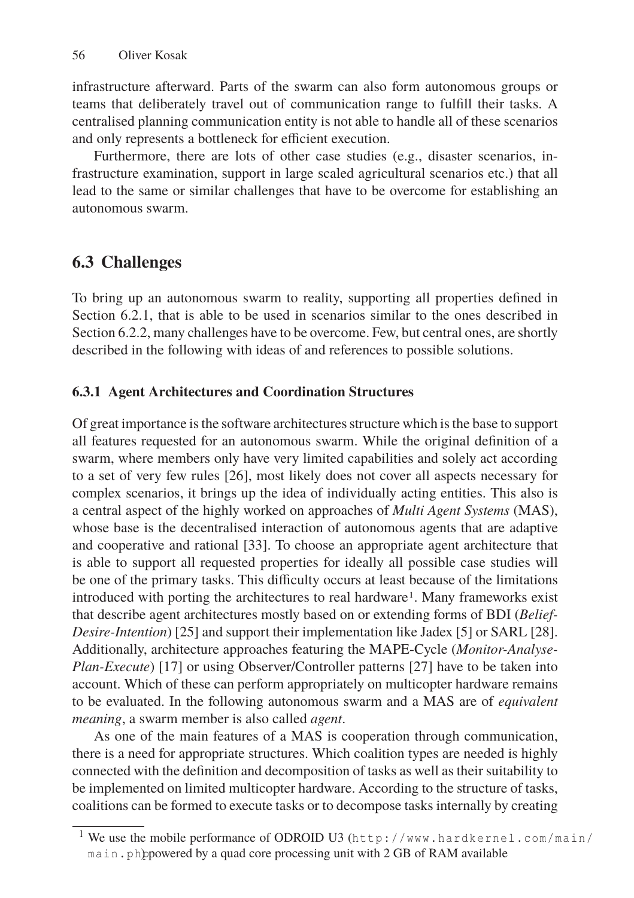infrastructure afterward. Parts of the swarm can also form autonomous groups or teams that deliberately travel out of communication range to fulfill their tasks. A centralised planning communication entity is not able to handle all of these scenarios and only represents a bottleneck for efficient execution.

Furthermore, there are lots of other case studies (e.g., disaster scenarios, infrastructure examination, support in large scaled agricultural scenarios etc.) that all lead to the same or similar challenges that have to be overcome for establishing an autonomous swarm.

## 6.3 Challenges

To bring up an autonomous swarm to reality, supporting all properties defined in Section 6.2.1, that is able to be used in scenarios similar to the ones described in Section 6.2.2, many challenges have to be overcome. Few, but central ones, are shortly described in the following with ideas of and references to possible solutions.

### 6.3.1 Agent Architectures and Coordination Structures

Of great importance is the software architectures structure which is the base to support all features requested for an autonomous swarm. While the original definition of a swarm, where members only have very limited capabilities and solely act according to a set of very few rules [26], most likely does not cover all aspects necessary for complex scenarios, it brings up the idea of individually acting entities. This also is a central aspect of the highly worked on approaches of *Multi Agent Systems* (MAS), whose base is the decentralised interaction of autonomous agents that are adaptive and cooperative and rational [33]. To choose an appropriate agent architecture that is able to support all requested properties for ideally all possible case studies will be one of the primary tasks. This difficulty occurs at least because of the limitations introduced with porting the architectures to real hardware[1]. Many frameworks exist that describe agent architectures mostly based on or extending forms of BDI (*Belief-Desire-Intention*) [25] and support their implementation like Jadex [5] or SARL [28]. Additionally, architecture approaches featuring the MAPE-Cycle (*Monitor-Analyse-Plan-Execute*) [17] or using Observer/Controller patterns [27] have to be taken into account. Which of these can perform appropriately on multicopter hardware remains to be evaluated. In the following autonomous swarm and a MAS are of *equivalent meaning*, a swarm member is also called *agent*.

As one of the main features of a MAS is cooperation through communication, there is a need for appropriate structures. Which coalition types are needed is highly connected with the definition and decomposition of tasks as well as their suitability to be implemented on limited multicopter hardware. According to the structure of tasks, coalitions can be formed to execute tasks or to decompose tasks internally by creating

[1] We use the mobile performance of ODROID U3 (http://www.hardkernel.com/main/main.php) powered by a quad core processing unit with 2 GB of RAM available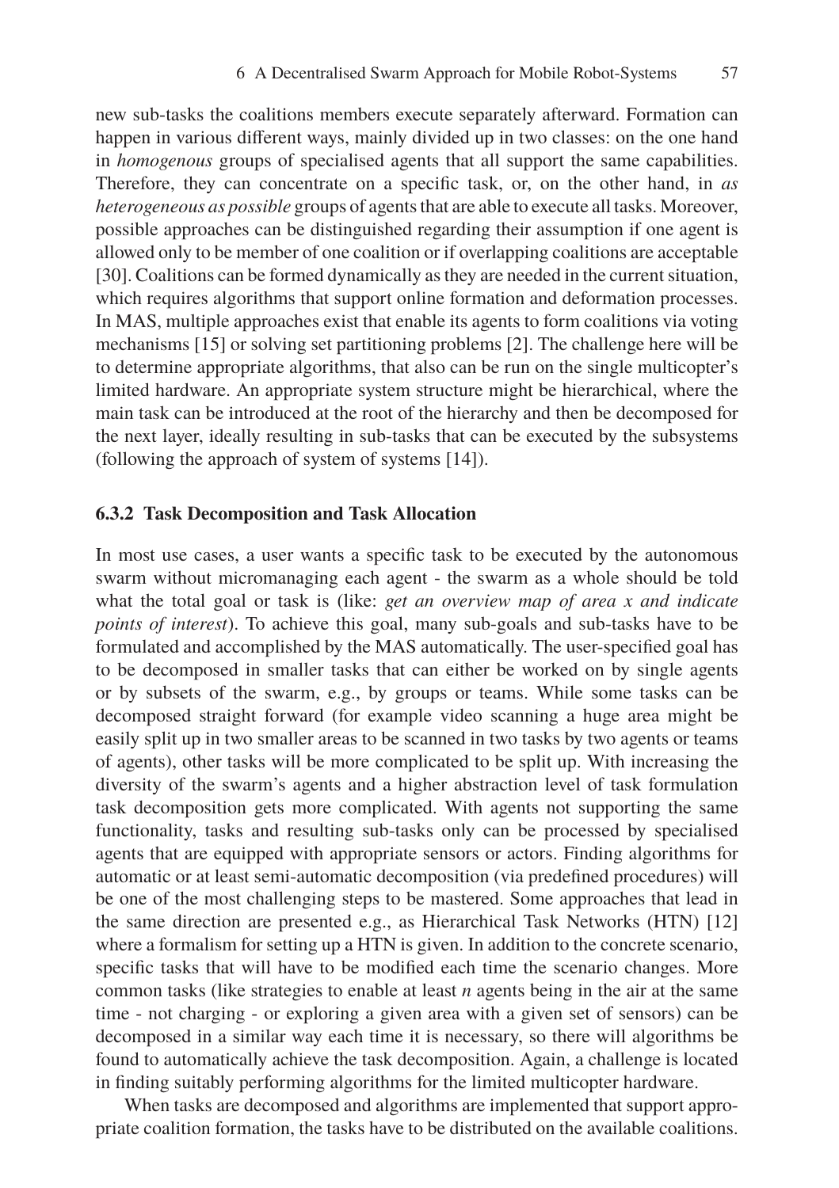new sub-tasks the coalitions members execute separately afterward. Formation can happen in various different ways, mainly divided up in two classes: on the one hand in *homogenous* groups of specialised agents that all support the same capabilities. Therefore, they can concentrate on a specific task, or, on the other hand, in *as heterogeneous as possible* groups of agents that are able to execute all tasks. Moreover, possible approaches can be distinguished regarding their assumption if one agent is allowed only to be member of one coalition or if overlapping coalitions are acceptable [30]. Coalitions can be formed dynamically as they are needed in the current situation, which requires algorithms that support online formation and deformation processes. In MAS, multiple approaches exist that enable its agents to form coalitions via voting mechanisms [15] or solving set partitioning problems [2]. The challenge here will be to determine appropriate algorithms, that also can be run on the single multicopter's limited hardware. An appropriate system structure might be hierarchical, where the main task can be introduced at the root of the hierarchy and then be decomposed for the next layer, ideally resulting in sub-tasks that can be executed by the subsystems (following the approach of system of systems [14]).

### 6.3.2 Task Decomposition and Task Allocation

In most use cases, a user wants a specific task to be executed by the autonomous swarm without micromanaging each agent - the swarm as a whole should be told what the total goal or task is (like: *get an overview map of area x and indicate points of interest*). To achieve this goal, many sub-goals and sub-tasks have to be formulated and accomplished by the MAS automatically. The user-specified goal has to be decomposed in smaller tasks that can either be worked on by single agents or by subsets of the swarm, e.g., by groups or teams. While some tasks can be decomposed straight forward (for example video scanning a huge area might be easily split up in two smaller areas to be scanned in two tasks by two agents or teams of agents), other tasks will be more complicated to be split up. With increasing the diversity of the swarm's agents and a higher abstraction level of task formulation task decomposition gets more complicated. With agents not supporting the same functionality, tasks and resulting sub-tasks only can be processed by specialised agents that are equipped with appropriate sensors or actors. Finding algorithms for automatic or at least semi-automatic decomposition (via predefined procedures) will be one of the most challenging steps to be mastered. Some approaches that lead in the same direction are presented e.g., as Hierarchical Task Networks (HTN) [12] where a formalism for setting up a HTN is given. In addition to the concrete scenario, specific tasks that will have to be modified each time the scenario changes. More common tasks (like strategies to enable at least *n* agents being in the air at the same time - not charging - or exploring a given area with a given set of sensors) can be decomposed in a similar way each time it is necessary, so there will algorithms be found to automatically achieve the task decomposition. Again, a challenge is located in finding suitably performing algorithms for the limited multicopter hardware.

When tasks are decomposed and algorithms are implemented that support appropriate coalition formation, the tasks have to be distributed on the available coalitions.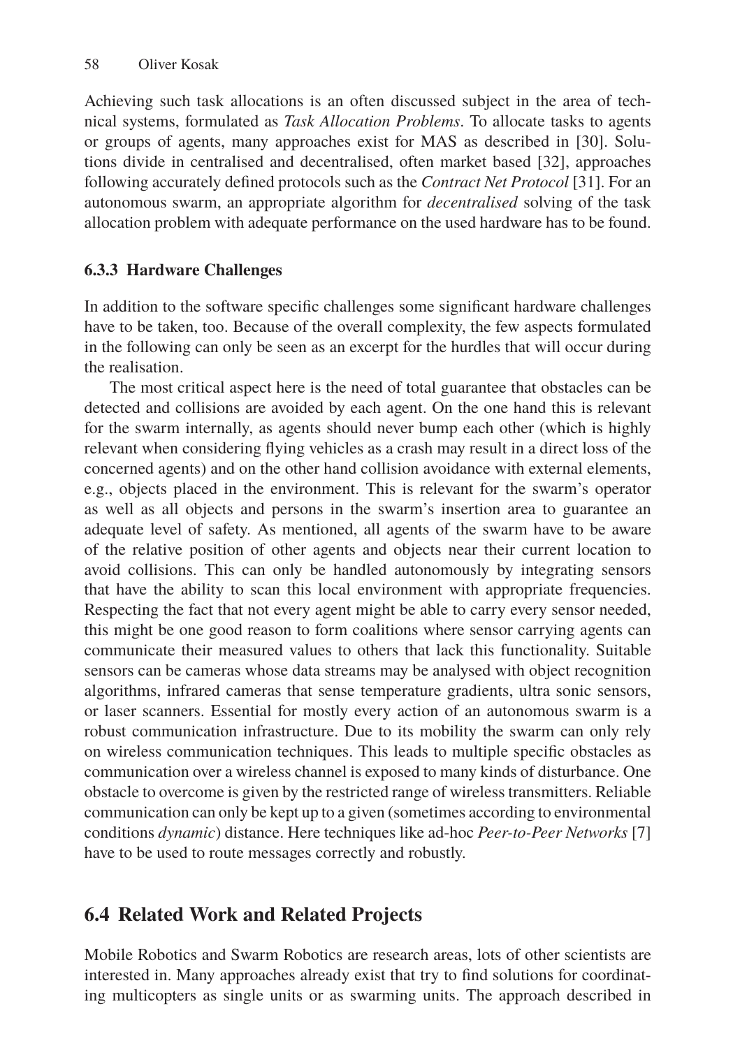Achieving such task allocations is an often discussed subject in the area of technical systems, formulated as *Task Allocation Problems*. To allocate tasks to agents or groups of agents, many approaches exist for MAS as described in [30]. Solutions divide in centralised and decentralised, often market based [32], approaches following accurately defined protocols such as the *Contract Net Protocol* [31]. For an autonomous swarm, an appropriate algorithm for *decentralised* solving of the task allocation problem with adequate performance on the used hardware has to be found.

### 6.3.3 Hardware Challenges

In addition to the software specific challenges some significant hardware challenges have to be taken, too. Because of the overall complexity, the few aspects formulated in the following can only be seen as an excerpt for the hurdles that will occur during the realisation.

The most critical aspect here is the need of total guarantee that obstacles can be detected and collisions are avoided by each agent. On the one hand this is relevant for the swarm internally, as agents should never bump each other (which is highly relevant when considering flying vehicles as a crash may result in a direct loss of the concerned agents) and on the other hand collision avoidance with external elements, e.g., objects placed in the environment. This is relevant for the swarm's operator as well as all objects and persons in the swarm's insertion area to guarantee an adequate level of safety. As mentioned, all agents of the swarm have to be aware of the relative position of other agents and objects near their current location to avoid collisions. This can only be handled autonomously by integrating sensors that have the ability to scan this local environment with appropriate frequencies. Respecting the fact that not every agent might be able to carry every sensor needed, this might be one good reason to form coalitions where sensor carrying agents can communicate their measured values to others that lack this functionality. Suitable sensors can be cameras whose data streams may be analysed with object recognition algorithms, infrared cameras that sense temperature gradients, ultra sonic sensors, or laser scanners. Essential for mostly every action of an autonomous swarm is a robust communication infrastructure. Due to its mobility the swarm can only rely on wireless communication techniques. This leads to multiple specific obstacles as communication over a wireless channel is exposed to many kinds of disturbance. One obstacle to overcome is given by the restricted range of wireless transmitters. Reliable communication can only be kept up to a given (sometimes according to environmental conditions *dynamic*) distance. Here techniques like ad-hoc *Peer-to-Peer Networks* [7] have to be used to route messages correctly and robustly.

## 6.4 Related Work and Related Projects

Mobile Robotics and Swarm Robotics are research areas, lots of other scientists are interested in. Many approaches already exist that try to find solutions for coordinating multicopters as single units or as swarming units. The approach described in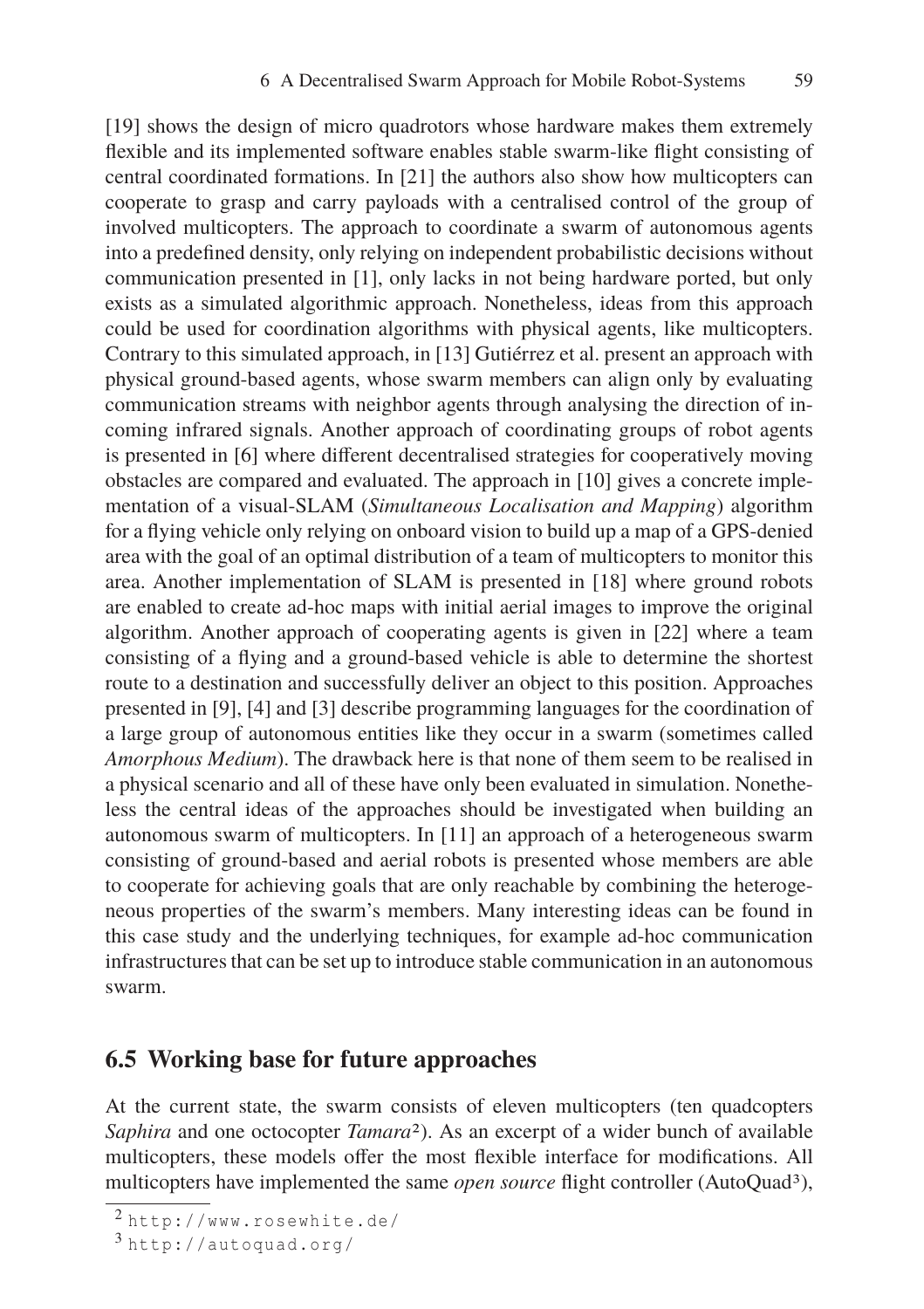[19] shows the design of micro quadrotors whose hardware makes them extremely flexible and its implemented software enables stable swarm-like flight consisting of central coordinated formations. In [21] the authors also show how multicopters can cooperate to grasp and carry payloads with a centralised control of the group of involved multicopters. The approach to coordinate a swarm of autonomous agents into a predefined density, only relying on independent probabilistic decisions without communication presented in [1], only lacks in not being hardware ported, but only exists as a simulated algorithmic approach. Nonetheless, ideas from this approach could be used for coordination algorithms with physical agents, like multicopters. Contrary to this simulated approach, in [13] Gutiérrez et al. present an approach with physical ground-based agents, whose swarm members can align only by evaluating communication streams with neighbor agents through analysing the direction of incoming infrared signals. Another approach of coordinating groups of robot agents is presented in [6] where different decentralised strategies for cooperatively moving obstacles are compared and evaluated. The approach in [10] gives a concrete implementation of a visual-SLAM (*Simultaneous Localisation and Mapping*) algorithm for a flying vehicle only relying on onboard vision to build up a map of a GPS-denied area with the goal of an optimal distribution of a team of multicopters to monitor this area. Another implementation of SLAM is presented in [18] where ground robots are enabled to create ad-hoc maps with initial aerial images to improve the original algorithm. Another approach of cooperating agents is given in [22] where a team consisting of a flying and a ground-based vehicle is able to determine the shortest route to a destination and successfully deliver an object to this position. Approaches presented in [9], [4] and [3] describe programming languages for the coordination of a large group of autonomous entities like they occur in a swarm (sometimes called *Amorphous Medium*). The drawback here is that none of them seem to be realised in a physical scenario and all of these have only been evaluated in simulation. Nonetheless the central ideas of the approaches should be investigated when building an autonomous swarm of multicopters. In [11] an approach of a heterogeneous swarm consisting of ground-based and aerial robots is presented whose members are able to cooperate for achieving goals that are only reachable by combining the heterogeneous properties of the swarm's members. Many interesting ideas can be found in this case study and the underlying techniques, for example ad-hoc communication infrastructures that can be set up to introduce stable communication in an autonomous swarm.

## 6.5 Working base for future approaches

At the current state, the swarm consists of eleven multicopters (ten quadcopters *Saphira* and one octocopter *Tamara*[2]). As an excerpt of a wider bunch of available multicopters, these models offer the most flexible interface for modifications. All multicopters have implemented the same *open source* flight controller (AutoQuad[3]),

[2] http://www.rosewhite.de/

[3] http://autoquad.org/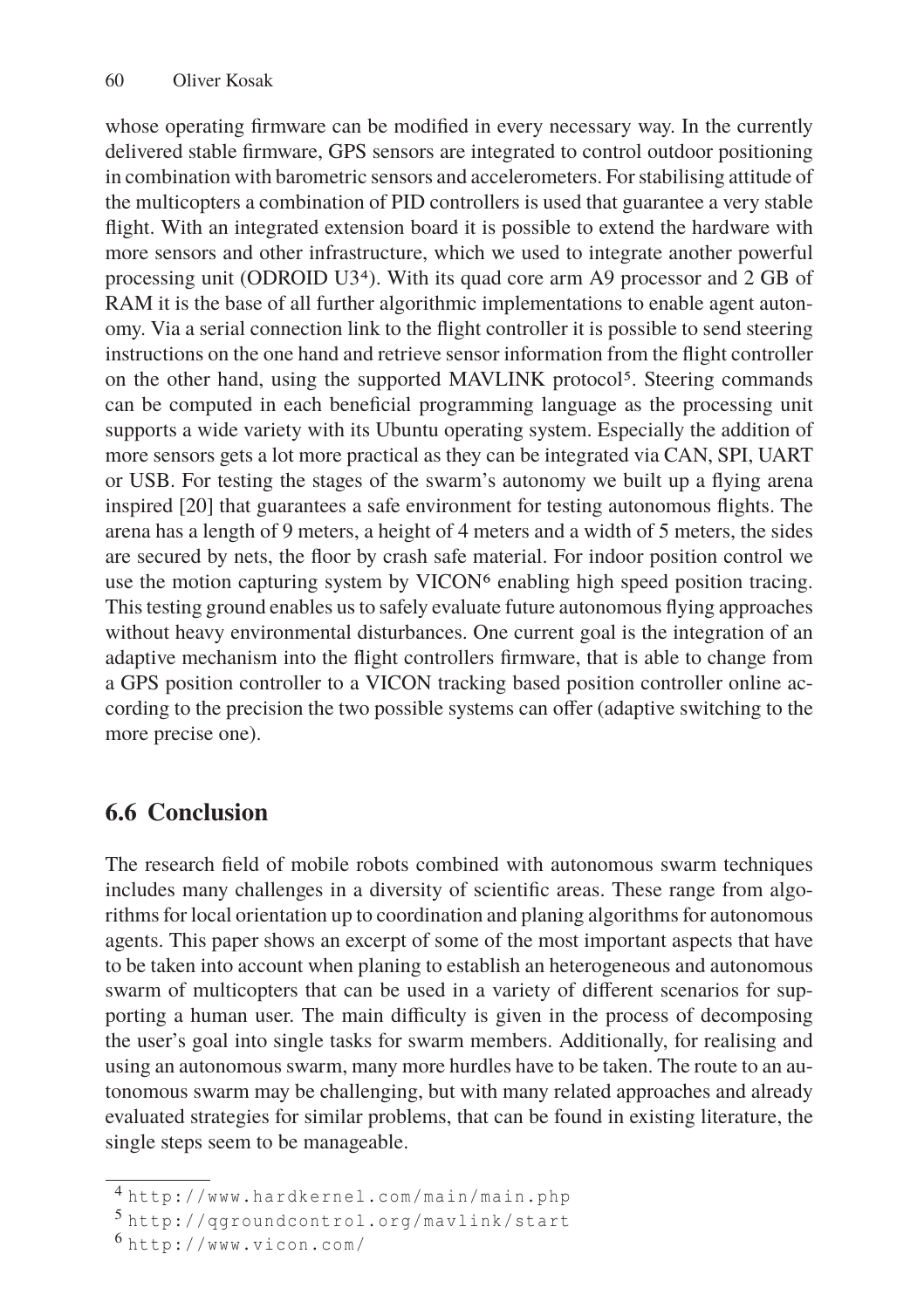whose operating firmware can be modified in every necessary way. In the currently delivered stable firmware, GPS sensors are integrated to control outdoor positioning in combination with barometric sensors and accelerometers. For stabilising attitude of the multicopters a combination of PID controllers is used that guarantee a very stable flight. With an integrated extension board it is possible to extend the hardware with more sensors and other infrastructure, which we used to integrate another powerful processing unit (ODROID U3[4]). With its quad core arm A9 processor and 2 GB of RAM it is the base of all further algorithmic implementations to enable agent autonomy. Via a serial connection link to the flight controller it is possible to send steering instructions on the one hand and retrieve sensor information from the flight controller on the other hand, using the supported MAVLINK protocol[5]. Steering commands can be computed in each beneficial programming language as the processing unit supports a wide variety with its Ubuntu operating system. Especially the addition of more sensors gets a lot more practical as they can be integrated via CAN, SPI, UART or USB. For testing the stages of the swarm's autonomy we built up a flying arena inspired [20] that guarantees a safe environment for testing autonomous flights. The arena has a length of 9 meters, a height of 4 meters and a width of 5 meters, the sides are secured by nets, the floor by crash safe material. For indoor position control we use the motion capturing system by VICON[6] enabling high speed position tracing. This testing ground enables us to safely evaluate future autonomous flying approaches without heavy environmental disturbances. One current goal is the integration of an adaptive mechanism into the flight controllers firmware, that is able to change from a GPS position controller to a VICON tracking based position controller online according to the precision the two possible systems can offer (adaptive switching to the more precise one).

## 6.6 Conclusion

The research field of mobile robots combined with autonomous swarm techniques includes many challenges in a diversity of scientific areas. These range from algorithms for local orientation up to coordination and planing algorithms for autonomous agents. This paper shows an excerpt of some of the most important aspects that have to be taken into account when planing to establish an heterogeneous and autonomous swarm of multicopters that can be used in a variety of different scenarios for supporting a human user. The main difficulty is given in the process of decomposing the user's goal into single tasks for swarm members. Additionally, for realising and using an autonomous swarm, many more hurdles have to be taken. The route to an autonomous swarm may be challenging, but with many related approaches and already evaluated strategies for similar problems, that can be found in existing literature, the single steps seem to be manageable.

---

[4] http://www.hardkernel.com/main/main.php

[5] http://qgroundcontrol.org/mavlink/start

[6] http://www.vicon.com/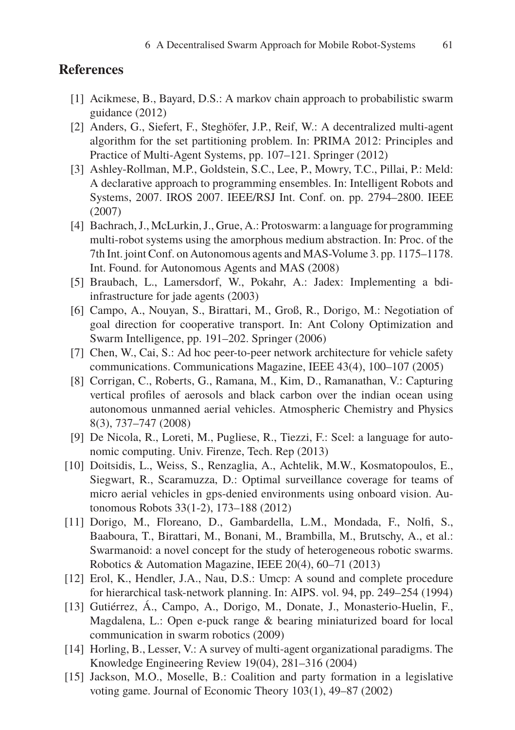## References

[1] Acikmese, B., Bayard, D.S.: A markov chain approach to probabilistic swarm guidance (2012)

[2] Anders, G., Siefert, F., Steghöfer, J.P., Reif, W.: A decentralized multi-agent algorithm for the set partitioning problem. In: PRIMA 2012: Principles and Practice of Multi-Agent Systems, pp. 107–121. Springer (2012)

[3] Ashley-Rollman, M.P., Goldstein, S.C., Lee, P., Mowry, T.C., Pillai, P.: Meld: A declarative approach to programming ensembles. In: Intelligent Robots and Systems, 2007. IROS 2007. IEEE/RSJ Int. Conf. on. pp. 2794–2800. IEEE (2007)

[4] Bachrach, J., McLurkin, J., Grue, A.: Protoswarm: a language for programming multi-robot systems using the amorphous medium abstraction. In: Proc. of the 7th Int. joint Conf. on Autonomous agents and MAS-Volume 3. pp. 1175–1178. Int. Found. for Autonomous Agents and MAS (2008)

[5] Braubach, L., Lamersdorf, W., Pokahr, A.: Jadex: Implementing a bdi-infrastructure for jade agents (2003)

[6] Campo, A., Nouyan, S., Birattari, M., Groß, R., Dorigo, M.: Negotiation of goal direction for cooperative transport. In: Ant Colony Optimization and Swarm Intelligence, pp. 191–202. Springer (2006)

[7] Chen, W., Cai, S.: Ad hoc peer-to-peer network architecture for vehicle safety communications. Communications Magazine, IEEE 43(4), 100–107 (2005)

[8] Corrigan, C., Roberts, G., Ramana, M., Kim, D., Ramanathan, V.: Capturing vertical profiles of aerosols and black carbon over the indian ocean using autonomous unmanned aerial vehicles. Atmospheric Chemistry and Physics 8(3), 737–747 (2008)

[9] De Nicola, R., Loreti, M., Pugliese, R., Tiezzi, F.: Scel: a language for autonomic computing. Univ. Firenze, Tech. Rep (2013)

[10] Doitsidis, L., Weiss, S., Renzaglia, A., Achtelik, M.W., Kosmatopoulos, E., Siegwart, R., Scaramuzza, D.: Optimal surveillance coverage for teams of micro aerial vehicles in gps-denied environments using onboard vision. Autonomous Robots 33(1-2), 173–188 (2012)

[11] Dorigo, M., Floreano, D., Gambardella, L.M., Mondada, F., Nolfi, S., Baaboura, T., Birattari, M., Bonani, M., Brambilla, M., Brutschy, A., et al.: Swarmanoid: a novel concept for the study of heterogeneous robotic swarms. Robotics & Automation Magazine, IEEE 20(4), 60–71 (2013)

[12] Erol, K., Hendler, J.A., Nau, D.S.: Umcp: A sound and complete procedure for hierarchical task-network planning. In: AIPS. vol. 94, pp. 249–254 (1994)

[13] Gutiérrez, Á., Campo, A., Dorigo, M., Donate, J., Monasterio-Huelin, F., Magdalena, L.: Open e-puck range & bearing miniaturized board for local communication in swarm robotics (2009)

[14] Horling, B., Lesser, V.: A survey of multi-agent organizational paradigms. The Knowledge Engineering Review 19(04), 281–316 (2004)

[15] Jackson, M.O., Moselle, B.: Coalition and party formation in a legislative voting game. Journal of Economic Theory 103(1), 49–87 (2002)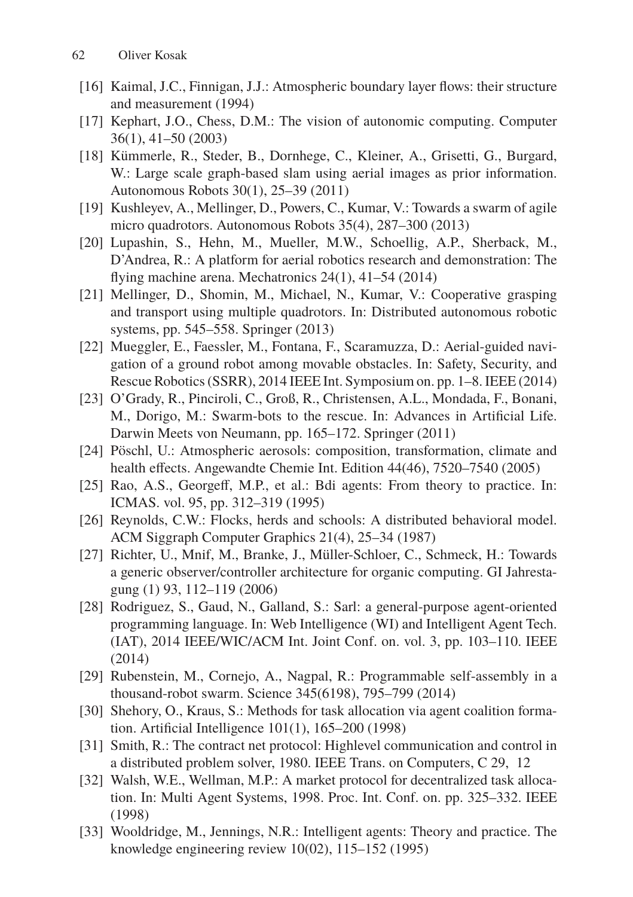[16] Kaimal, J.C., Finnigan, J.J.: Atmospheric boundary layer flows: their structure and measurement (1994)

[17] Kephart, J.O., Chess, D.M.: The vision of autonomic computing. Computer 36(1), 41–50 (2003)

[18] Kümmerle, R., Steder, B., Dornhege, C., Kleiner, A., Grisetti, G., Burgard, W.: Large scale graph-based slam using aerial images as prior information. Autonomous Robots 30(1), 25–39 (2011)

[19] Kushleyev, A., Mellinger, D., Powers, C., Kumar, V.: Towards a swarm of agile micro quadrotors. Autonomous Robots 35(4), 287–300 (2013)

[20] Lupashin, S., Hehn, M., Mueller, M.W., Schoellig, A.P., Sherback, M., D'Andrea, R.: A platform for aerial robotics research and demonstration: The flying machine arena. Mechatronics 24(1), 41–54 (2014)

[21] Mellinger, D., Shomin, M., Michael, N., Kumar, V.: Cooperative grasping and transport using multiple quadrotors. In: Distributed autonomous robotic systems, pp. 545–558. Springer (2013)

[22] Mueggler, E., Faessler, M., Fontana, F., Scaramuzza, D.: Aerial-guided navigation of a ground robot among movable obstacles. In: Safety, Security, and Rescue Robotics (SSRR), 2014 IEEE Int. Symposium on. pp. 1–8. IEEE (2014)

[23] O'Grady, R., Pinciroli, C., Groß, R., Christensen, A.L., Mondada, F., Bonani, M., Dorigo, M.: Swarm-bots to the rescue. In: Advances in Artificial Life. Darwin Meets von Neumann, pp. 165–172. Springer (2011)

[24] Pöschl, U.: Atmospheric aerosols: composition, transformation, climate and health effects. Angewandte Chemie Int. Edition 44(46), 7520–7540 (2005)

[25] Rao, A.S., Georgeff, M.P., et al.: Bdi agents: From theory to practice. In: ICMAS. vol. 95, pp. 312–319 (1995)

[26] Reynolds, C.W.: Flocks, herds and schools: A distributed behavioral model. ACM Siggraph Computer Graphics 21(4), 25–34 (1987)

[27] Richter, U., Mnif, M., Branke, J., Müller-Schloer, C., Schmeck, H.: Towards a generic observer/controller architecture for organic computing. GI Jahrestagung (1) 93, 112–119 (2006)

[28] Rodriguez, S., Gaud, N., Galland, S.: Sarl: a general-purpose agent-oriented programming language. In: Web Intelligence (WI) and Intelligent Agent Tech. (IAT), 2014 IEEE/WIC/ACM Int. Joint Conf. on. vol. 3, pp. 103–110. IEEE (2014)

[29] Rubenstein, M., Cornejo, A., Nagpal, R.: Programmable self-assembly in a thousand-robot swarm. Science 345(6198), 795–799 (2014)

[30] Shehory, O., Kraus, S.: Methods for task allocation via agent coalition formation. Artificial Intelligence 101(1), 165–200 (1998)

[31] Smith, R.: The contract net protocol: Highlevel communication and control in a distributed problem solver, 1980. IEEE Trans. on Computers, C 29, 12

[32] Walsh, W.E., Wellman, M.P.: A market protocol for decentralized task allocation. In: Multi Agent Systems, 1998. Proc. Int. Conf. on. pp. 325–332. IEEE (1998)

[33] Wooldridge, M., Jennings, N.R.: Intelligent agents: Theory and practice. The knowledge engineering review 10(02), 115–152 (1995)